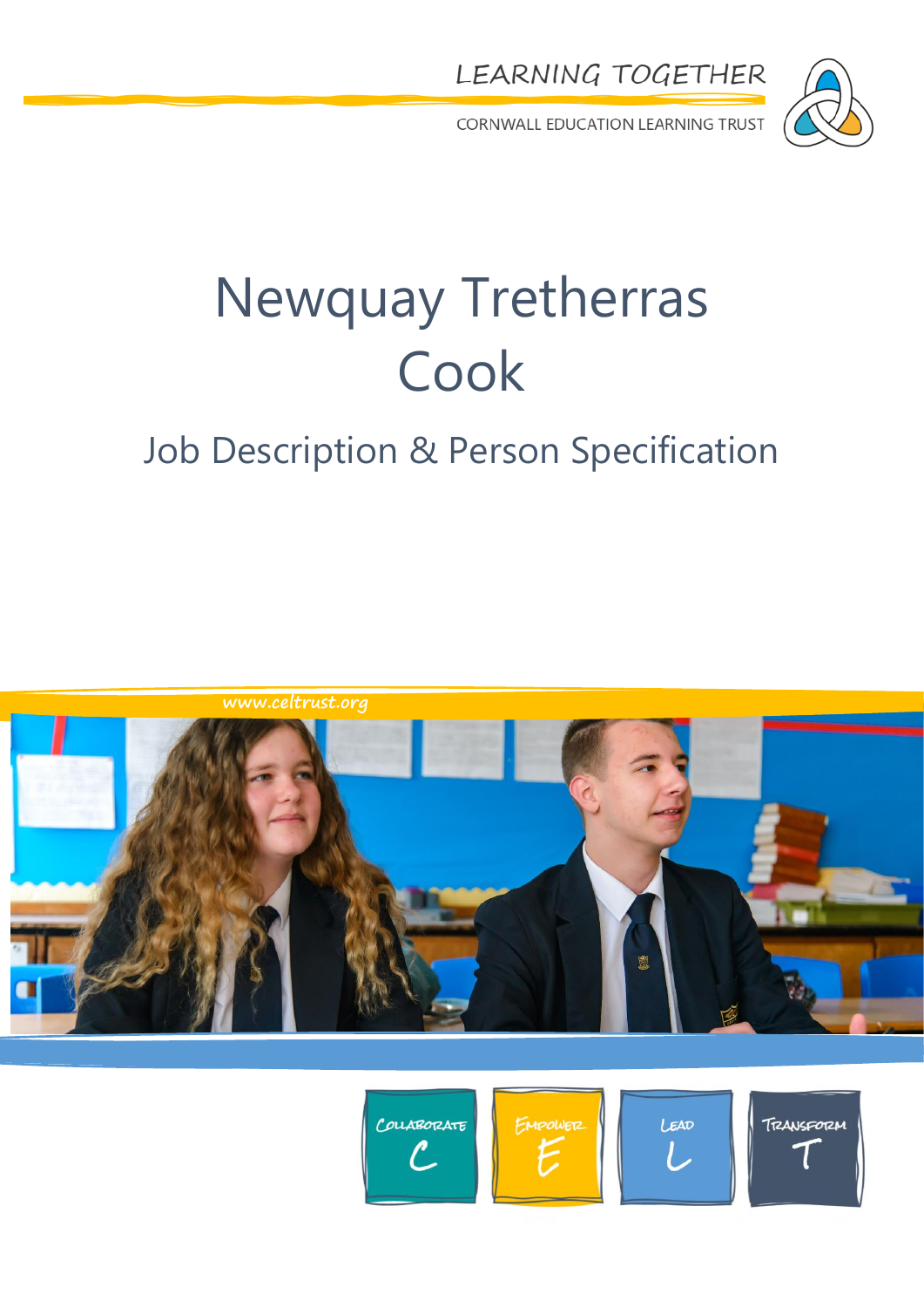LEARNING TOGETHER

CORNWALL EDUCATION LEARNING TRUST

# Newquay Tretherras Cook

## Job Description & Person Specification

www.celtrust.org

Collaborate C | Empower E | Lead L | Transform T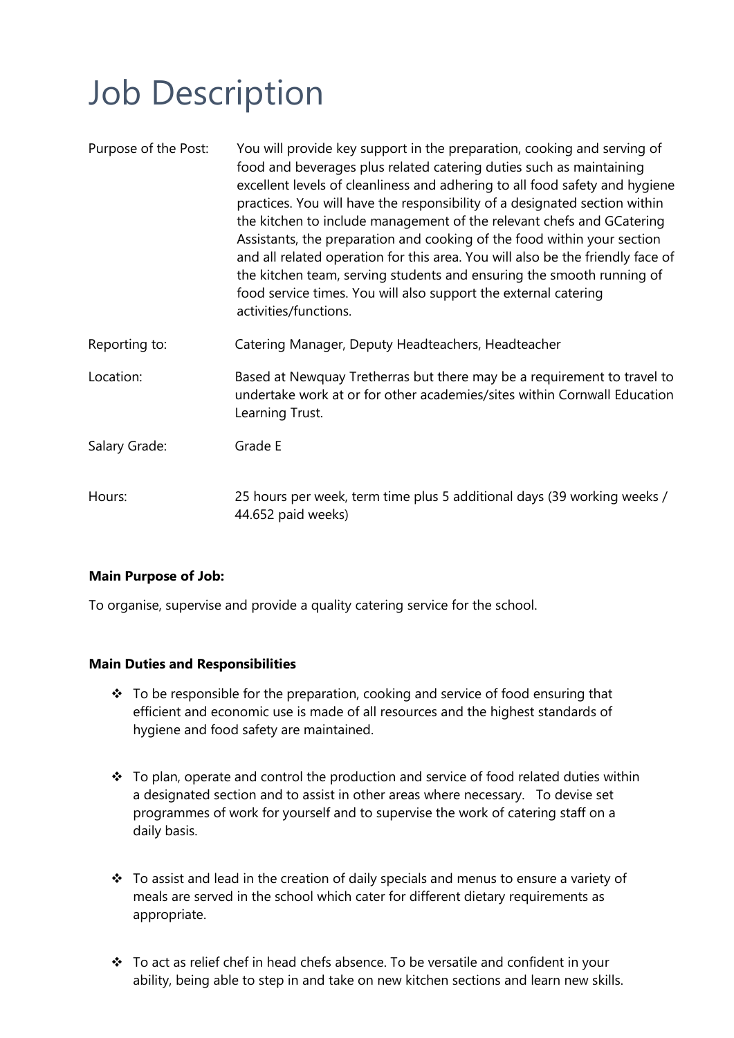# Job Description

| | |
|---|---|
| Purpose of the Post: | You will provide key support in the preparation, cooking and serving of food and beverages plus related catering duties such as maintaining excellent levels of cleanliness and adhering to all food safety and hygiene practices. You will have the responsibility of a designated section within the kitchen to include management of the relevant chefs and GCatering Assistants, the preparation and cooking of the food within your section and all related operation for this area. You will also be the friendly face of the kitchen team, serving students and ensuring the smooth running of food service times. You will also support the external catering activities/functions. |
| Reporting to: | Catering Manager, Deputy Headteachers, Headteacher |
| Location: | Based at Newquay Tretherras but there may be a requirement to travel to undertake work at or for other academies/sites within Cornwall Education Learning Trust. |
| Salary Grade: | Grade E |
| Hours: | 25 hours per week, term time plus 5 additional days (39 working weeks / 44.652 paid weeks) |

**Main Purpose of Job:**

To organise, supervise and provide a quality catering service for the school.

**Main Duties and Responsibilities**

- To be responsible for the preparation, cooking and service of food ensuring that efficient and economic use is made of all resources and the highest standards of hygiene and food safety are maintained.
- To plan, operate and control the production and service of food related duties within a designated section and to assist in other areas where necessary. To devise set programmes of work for yourself and to supervise the work of catering staff on a daily basis.
- To assist and lead in the creation of daily specials and menus to ensure a variety of meals are served in the school which cater for different dietary requirements as appropriate.
- To act as relief chef in head chefs absence. To be versatile and confident in your ability, being able to step in and take on new kitchen sections and learn new skills.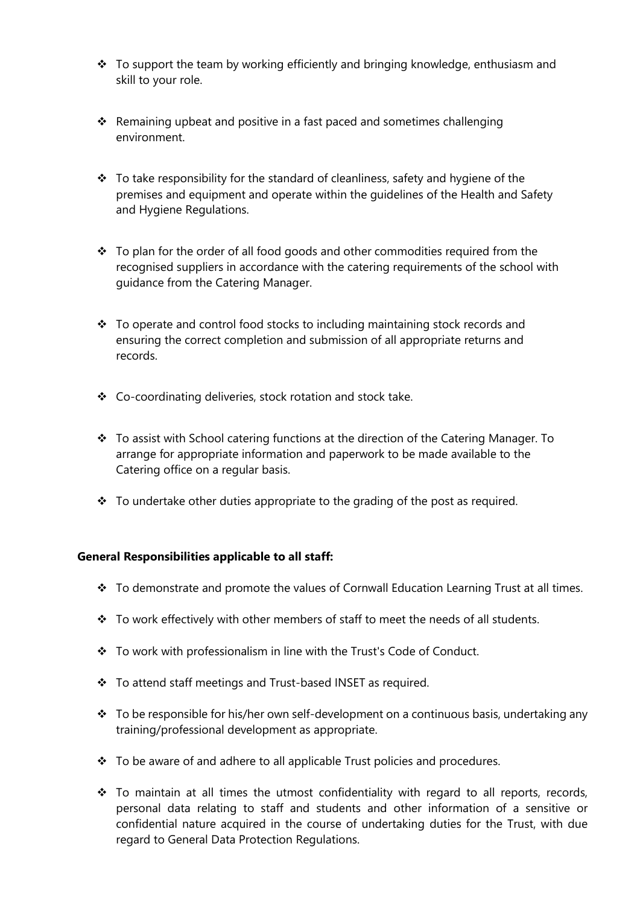- To support the team by working efficiently and bringing knowledge, enthusiasm and skill to your role.

- Remaining upbeat and positive in a fast paced and sometimes challenging environment.

- To take responsibility for the standard of cleanliness, safety and hygiene of the premises and equipment and operate within the guidelines of the Health and Safety and Hygiene Regulations.

- To plan for the order of all food goods and other commodities required from the recognised suppliers in accordance with the catering requirements of the school with guidance from the Catering Manager.

- To operate and control food stocks to including maintaining stock records and ensuring the correct completion and submission of all appropriate returns and records.

- Co-coordinating deliveries, stock rotation and stock take.

- To assist with School catering functions at the direction of the Catering Manager. To arrange for appropriate information and paperwork to be made available to the Catering office on a regular basis.

- To undertake other duties appropriate to the grading of the post as required.

**General Responsibilities applicable to all staff:**

- To demonstrate and promote the values of Cornwall Education Learning Trust at all times.
- To work effectively with other members of staff to meet the needs of all students.
- To work with professionalism in line with the Trust's Code of Conduct.
- To attend staff meetings and Trust-based INSET as required.
- To be responsible for his/her own self-development on a continuous basis, undertaking any training/professional development as appropriate.
- To be aware of and adhere to all applicable Trust policies and procedures.
- To maintain at all times the utmost confidentiality with regard to all reports, records, personal data relating to staff and students and other information of a sensitive or confidential nature acquired in the course of undertaking duties for the Trust, with due regard to General Data Protection Regulations.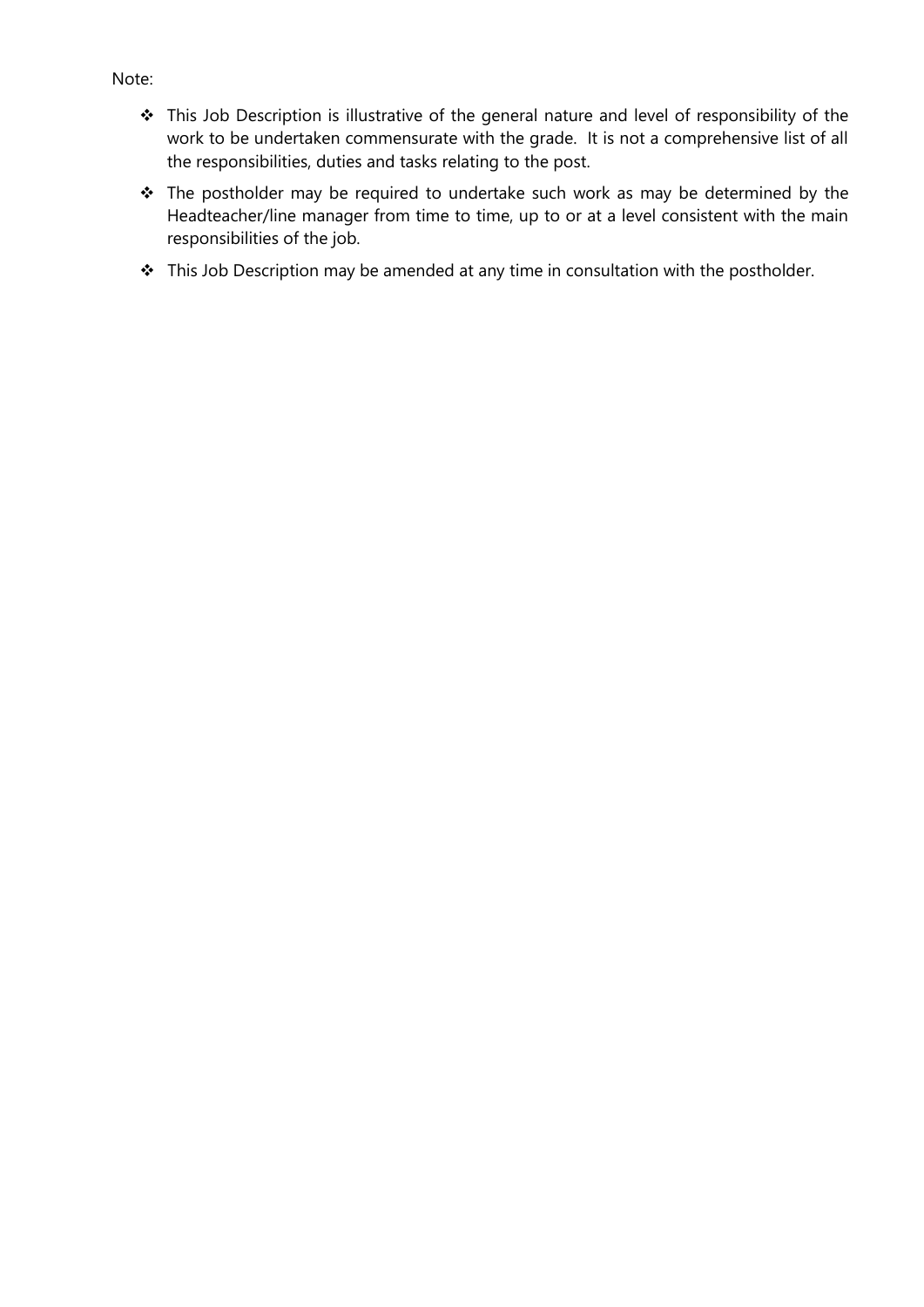Note:

- This Job Description is illustrative of the general nature and level of responsibility of the work to be undertaken commensurate with the grade. It is not a comprehensive list of all the responsibilities, duties and tasks relating to the post.
- The postholder may be required to undertake such work as may be determined by the Headteacher/line manager from time to time, up to or at a level consistent with the main responsibilities of the job.
- This Job Description may be amended at any time in consultation with the postholder.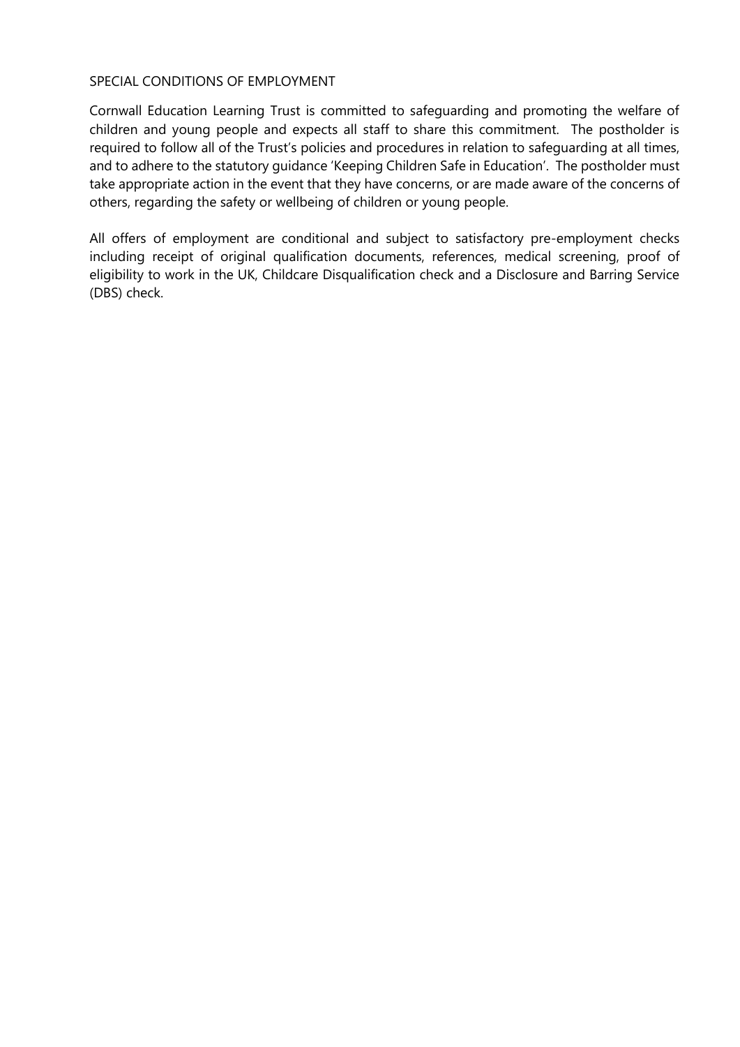SPECIAL CONDITIONS OF EMPLOYMENT

Cornwall Education Learning Trust is committed to safeguarding and promoting the welfare of children and young people and expects all staff to share this commitment. The postholder is required to follow all of the Trust's policies and procedures in relation to safeguarding at all times, and to adhere to the statutory guidance 'Keeping Children Safe in Education'. The postholder must take appropriate action in the event that they have concerns, or are made aware of the concerns of others, regarding the safety or wellbeing of children or young people.

All offers of employment are conditional and subject to satisfactory pre-employment checks including receipt of original qualification documents, references, medical screening, proof of eligibility to work in the UK, Childcare Disqualification check and a Disclosure and Barring Service (DBS) check.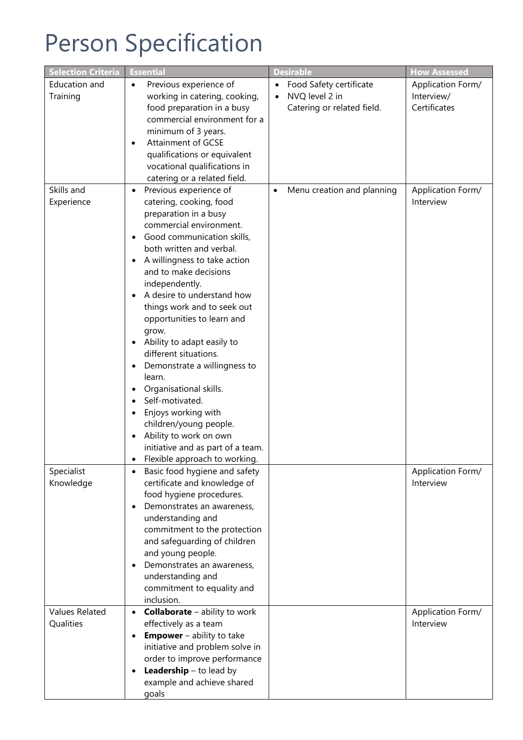# Person Specification

| Selection Criteria | Essential | Desirable | How Assessed |
|---|---|---|---|
| Education and Training | • Previous experience of working in catering, cooking, food preparation in a busy commercial environment for a minimum of 3 years.<br>• Attainment of GCSE qualifications or equivalent vocational qualifications in catering or a related field. | • Food Safety certificate<br>• NVQ level 2 in Catering or related field. | Application Form/ Interview/ Certificates |
| Skills and Experience | • Previous experience of catering, cooking, food preparation in a busy commercial environment.<br>• Good communication skills, both written and verbal.<br>• A willingness to take action and to make decisions independently.<br>• A desire to understand how things work and to seek out opportunities to learn and grow.<br>• Ability to adapt easily to different situations.<br>• Demonstrate a willingness to learn.<br>• Organisational skills.<br>• Self-motivated.<br>• Enjoys working with children/young people.<br>• Ability to work on own initiative and as part of a team.<br>• Flexible approach to working. | • Menu creation and planning | Application Form/ Interview |
| Specialist Knowledge | • Basic food hygiene and safety certificate and knowledge of food hygiene procedures.<br>• Demonstrates an awareness, understanding and commitment to the protection and safeguarding of children and young people.<br>• Demonstrates an awareness, understanding and commitment to equality and inclusion. | | Application Form/ Interview |
| Values Related Qualities | • **Collaborate** – ability to work effectively as a team<br>• **Empower** – ability to take initiative and problem solve in order to improve performance<br>• **Leadership** – to lead by example and achieve shared goals | | Application Form/ Interview |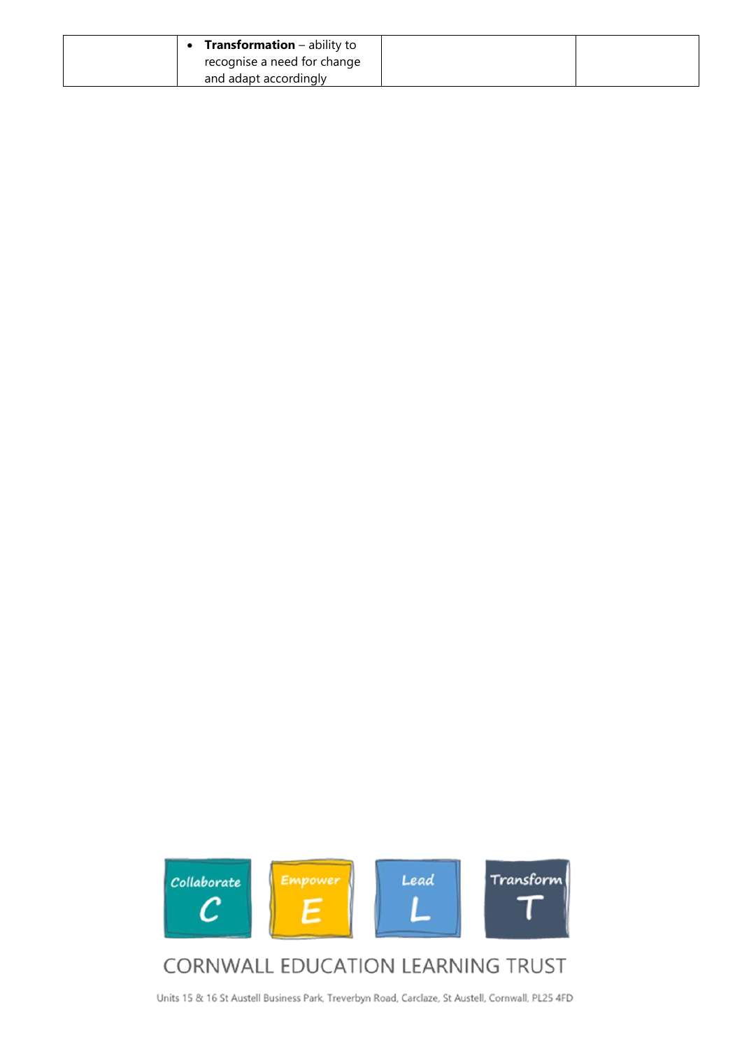| | | | |
|---|---|---|---|
| | • **Transformation** – ability to recognise a need for change and adapt accordingly | | |